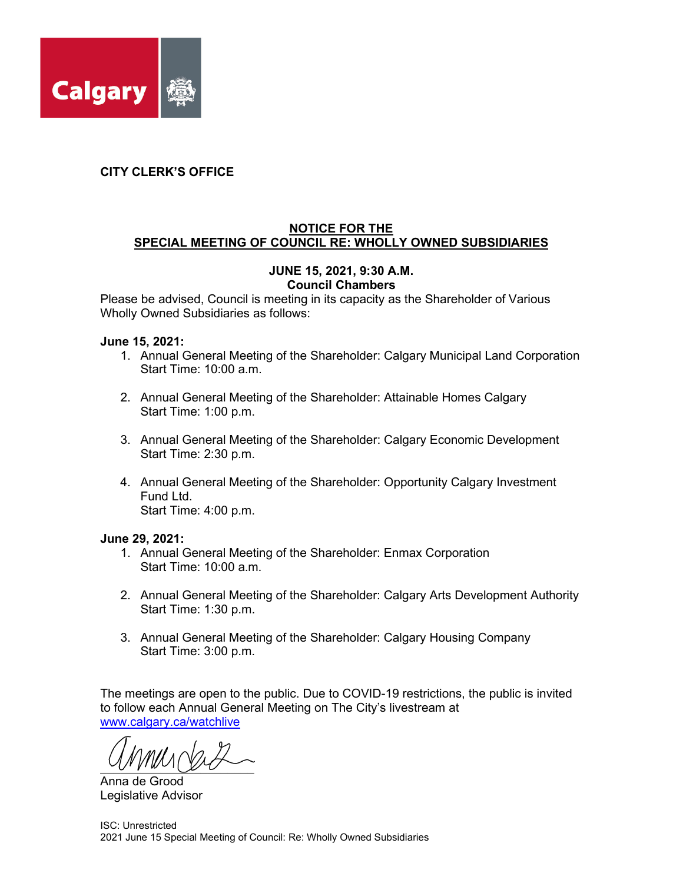**CITY CLERK'S OFFICE**

## NOTICE FOR THE SPECIAL MEETING OF COUNCIL RE: WHOLLY OWNED SUBSIDIARIES

**JUNE 15, 2021, 9:30 A.M.**
**Council Chambers**

Please be advised, Council is meeting in its capacity as the Shareholder of Various Wholly Owned Subsidiaries as follows:

**June 15, 2021:**

1. Annual General Meeting of the Shareholder: Calgary Municipal Land Corporation
   Start Time: 10:00 a.m.

2. Annual General Meeting of the Shareholder: Attainable Homes Calgary
   Start Time: 1:00 p.m.

3. Annual General Meeting of the Shareholder: Calgary Economic Development
   Start Time: 2:30 p.m.

4. Annual General Meeting of the Shareholder: Opportunity Calgary Investment Fund Ltd.
   Start Time: 4:00 p.m.

**June 29, 2021:**

1. Annual General Meeting of the Shareholder: Enmax Corporation
   Start Time: 10:00 a.m.

2. Annual General Meeting of the Shareholder: Calgary Arts Development Authority
   Start Time: 1:30 p.m.

3. Annual General Meeting of the Shareholder: Calgary Housing Company
   Start Time: 3:00 p.m.

The meetings are open to the public. Due to COVID-19 restrictions, the public is invited to follow each Annual General Meeting on The City's livestream at www.calgary.ca/watchlive

Anna de Grood
Legislative Advisor

ISC: Unrestricted
2021 June 15 Special Meeting of Council: Re: Wholly Owned Subsidiaries